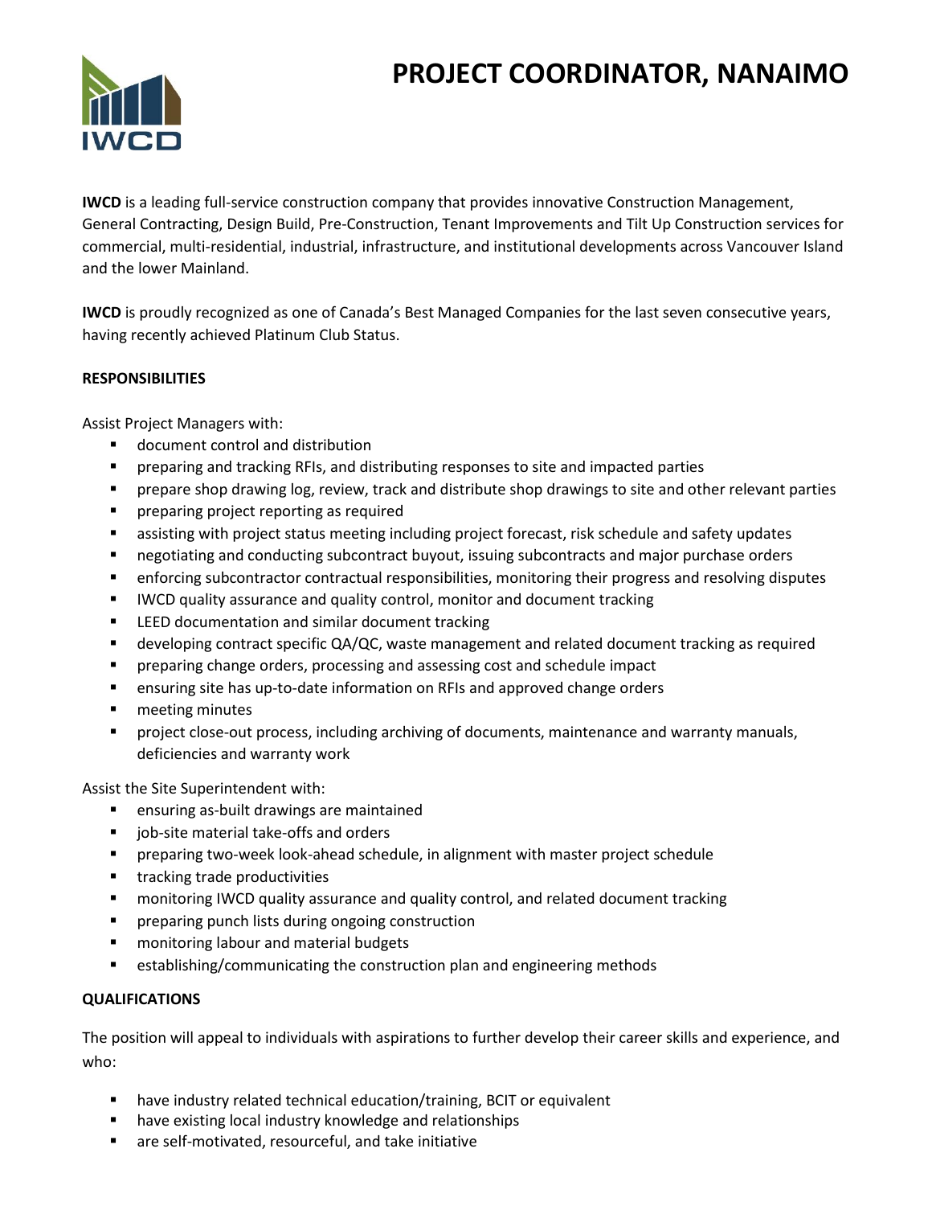# PROJECT COORDINATOR, NANAIMO

**IWCD** is a leading full-service construction company that provides innovative Construction Management, General Contracting, Design Build, Pre-Construction, Tenant Improvements and Tilt Up Construction services for commercial, multi-residential, industrial, infrastructure, and institutional developments across Vancouver Island and the lower Mainland.

**IWCD** is proudly recognized as one of Canada's Best Managed Companies for the last seven consecutive years, having recently achieved Platinum Club Status.

**RESPONSIBILITIES**

Assist Project Managers with:

- document control and distribution
- preparing and tracking RFIs, and distributing responses to site and impacted parties
- prepare shop drawing log, review, track and distribute shop drawings to site and other relevant parties
- preparing project reporting as required
- assisting with project status meeting including project forecast, risk schedule and safety updates
- negotiating and conducting subcontract buyout, issuing subcontracts and major purchase orders
- enforcing subcontractor contractual responsibilities, monitoring their progress and resolving disputes
- IWCD quality assurance and quality control, monitor and document tracking
- LEED documentation and similar document tracking
- developing contract specific QA/QC, waste management and related document tracking as required
- preparing change orders, processing and assessing cost and schedule impact
- ensuring site has up-to-date information on RFIs and approved change orders
- meeting minutes
- project close-out process, including archiving of documents, maintenance and warranty manuals, deficiencies and warranty work

Assist the Site Superintendent with:

- ensuring as-built drawings are maintained
- job-site material take-offs and orders
- preparing two-week look-ahead schedule, in alignment with master project schedule
- tracking trade productivities
- monitoring IWCD quality assurance and quality control, and related document tracking
- preparing punch lists during ongoing construction
- monitoring labour and material budgets
- establishing/communicating the construction plan and engineering methods

**QUALIFICATIONS**

The position will appeal to individuals with aspirations to further develop their career skills and experience, and who:

- have industry related technical education/training, BCIT or equivalent
- have existing local industry knowledge and relationships
- are self-motivated, resourceful, and take initiative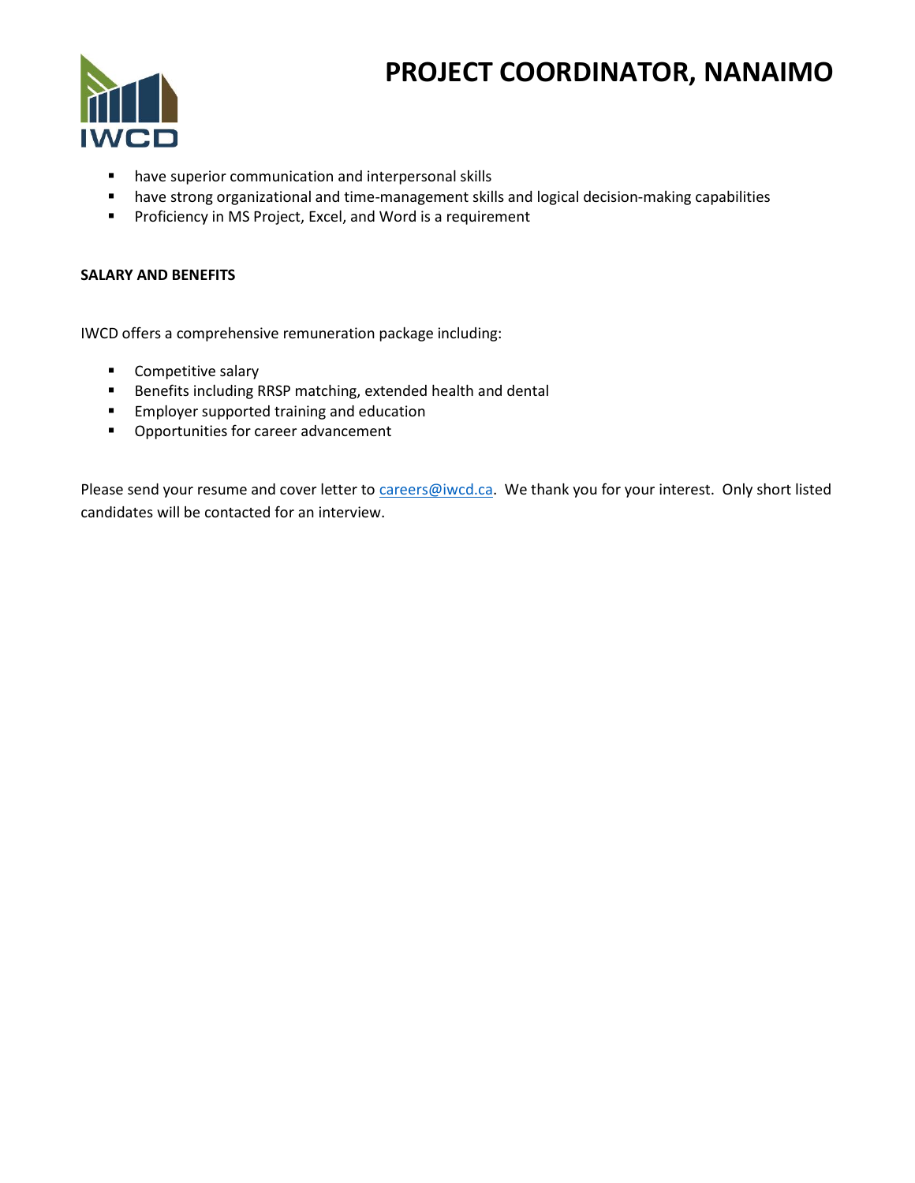- have superior communication and interpersonal skills
- have strong organizational and time-management skills and logical decision-making capabilities
- Proficiency in MS Project, Excel, and Word is a requirement

**SALARY AND BENEFITS**

IWCD offers a comprehensive remuneration package including:

- Competitive salary
- Benefits including RRSP matching, extended health and dental
- Employer supported training and education
- Opportunities for career advancement

Please send your resume and cover letter to careers@iwcd.ca. We thank you for your interest. Only short listed candidates will be contacted for an interview.